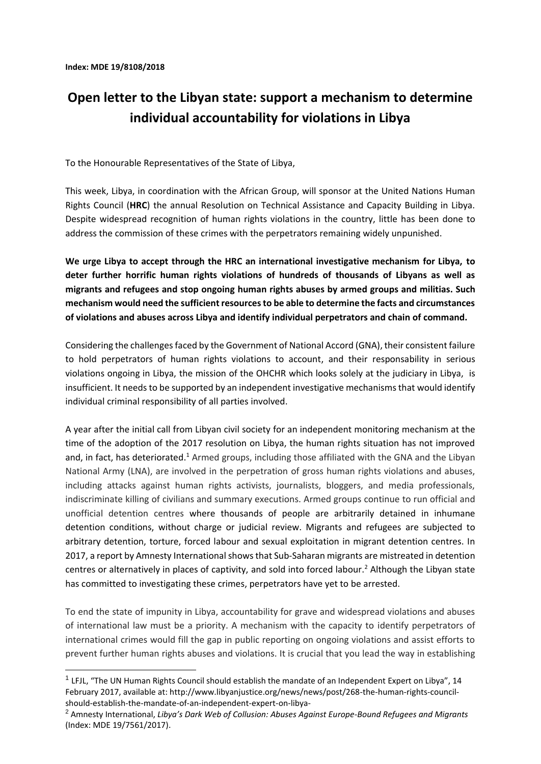**Index: MDE 19/8108/2018**

# Open letter to the Libyan state: support a mechanism to determine individual accountability for violations in Libya

To the Honourable Representatives of the State of Libya,

This week, Libya, in coordination with the African Group, will sponsor at the United Nations Human Rights Council (**HRC**) the annual Resolution on Technical Assistance and Capacity Building in Libya. Despite widespread recognition of human rights violations in the country, little has been done to address the commission of these crimes with the perpetrators remaining widely unpunished.

**We urge Libya to accept through the HRC an international investigative mechanism for Libya, to deter further horrific human rights violations of hundreds of thousands of Libyans as well as migrants and refugees and stop ongoing human rights abuses by armed groups and militias. Such mechanism would need the sufficient resources to be able to determine the facts and circumstances of violations and abuses across Libya and identify individual perpetrators and chain of command.**

Considering the challenges faced by the Government of National Accord (GNA), their consistent failure to hold perpetrators of human rights violations to account, and their responsability in serious violations ongoing in Libya, the mission of the OHCHR which looks solely at the judiciary in Libya, is insufficient. It needs to be supported by an independent investigative mechanisms that would identify individual criminal responsibility of all parties involved.

A year after the initial call from Libyan civil society for an independent monitoring mechanism at the time of the adoption of the 2017 resolution on Libya, the human rights situation has not improved and, in fact, has deteriorated.[1] Armed groups, including those affiliated with the GNA and the Libyan National Army (LNA), are involved in the perpetration of gross human rights violations and abuses, including attacks against human rights activists, journalists, bloggers, and media professionals, indiscriminate killing of civilians and summary executions. Armed groups continue to run official and unofficial detention centres where thousands of people are arbitrarily detained in inhumane detention conditions, without charge or judicial review. Migrants and refugees are subjected to arbitrary detention, torture, forced labour and sexual exploitation in migrant detention centres. In 2017, a report by Amnesty International shows that Sub-Saharan migrants are mistreated in detention centres or alternatively in places of captivity, and sold into forced labour.[2] Although the Libyan state has committed to investigating these crimes, perpetrators have yet to be arrested.

To end the state of impunity in Libya, accountability for grave and widespread violations and abuses of international law must be a priority. A mechanism with the capacity to identify perpetrators of international crimes would fill the gap in public reporting on ongoing violations and assist efforts to prevent further human rights abuses and violations. It is crucial that you lead the way in establishing

---

[1] LFJL, "The UN Human Rights Council should establish the mandate of an Independent Expert on Libya", 14 February 2017, available at: http://www.libyanjustice.org/news/news/post/268-the-human-rights-council-should-establish-the-mandate-of-an-independent-expert-on-libya-

[2] Amnesty International, *Libya's Dark Web of Collusion: Abuses Against Europe-Bound Refugees and Migrants* (Index: MDE 19/7561/2017).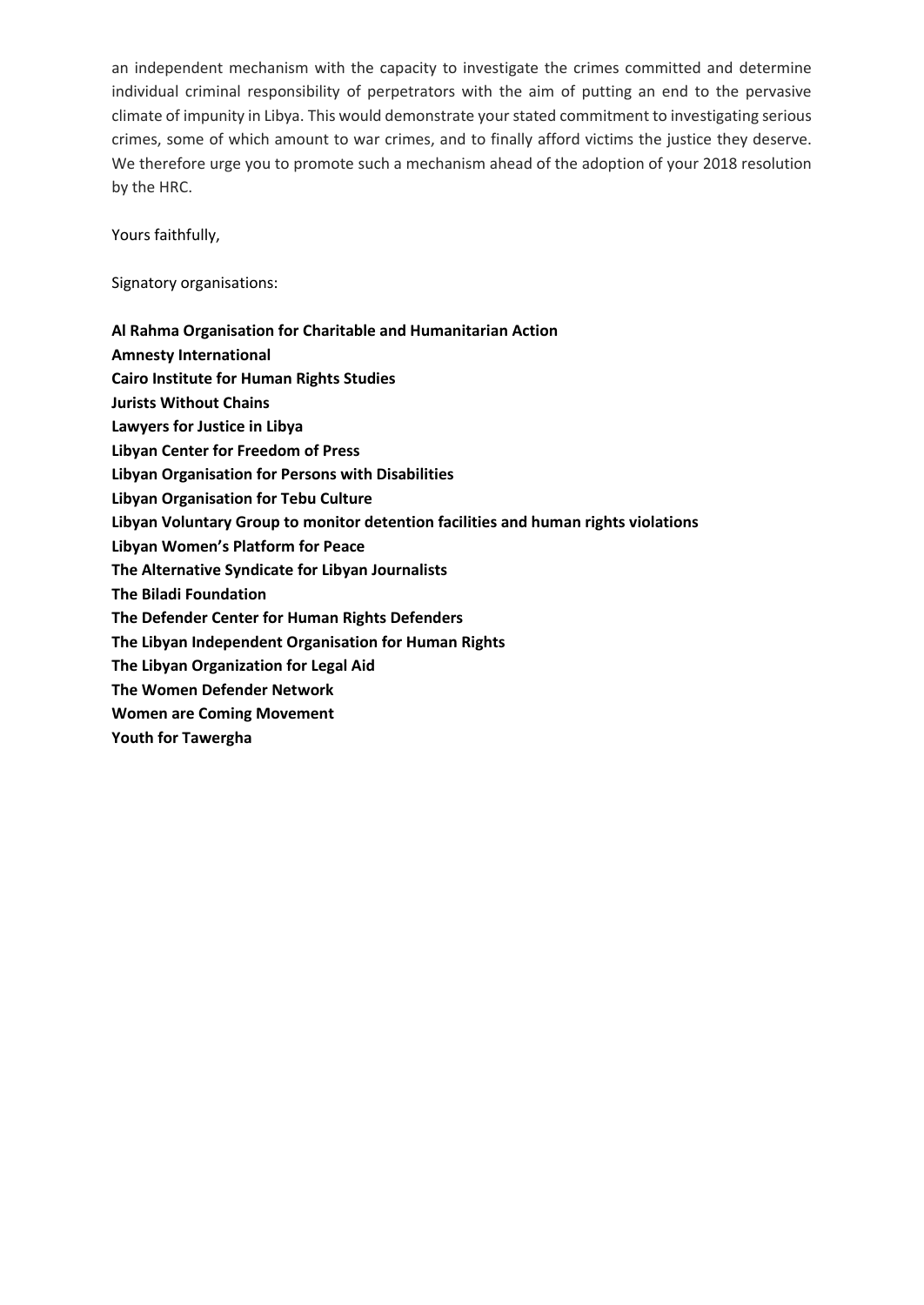an independent mechanism with the capacity to investigate the crimes committed and determine individual criminal responsibility of perpetrators with the aim of putting an end to the pervasive climate of impunity in Libya. This would demonstrate your stated commitment to investigating serious crimes, some of which amount to war crimes, and to finally afford victims the justice they deserve. We therefore urge you to promote such a mechanism ahead of the adoption of your 2018 resolution by the HRC.

Yours faithfully,

Signatory organisations:

**Al Rahma Organisation for Charitable and Humanitarian Action**
**Amnesty International**
**Cairo Institute for Human Rights Studies**
**Jurists Without Chains**
**Lawyers for Justice in Libya**
**Libyan Center for Freedom of Press**
**Libyan Organisation for Persons with Disabilities**
**Libyan Organisation for Tebu Culture**
**Libyan Voluntary Group to monitor detention facilities and human rights violations**
**Libyan Women's Platform for Peace**
**The Alternative Syndicate for Libyan Journalists**
**The Biladi Foundation**
**The Defender Center for Human Rights Defenders**
**The Libyan Independent Organisation for Human Rights**
**The Libyan Organization for Legal Aid**
**The Women Defender Network**
**Women are Coming Movement**
**Youth for Tawergha**